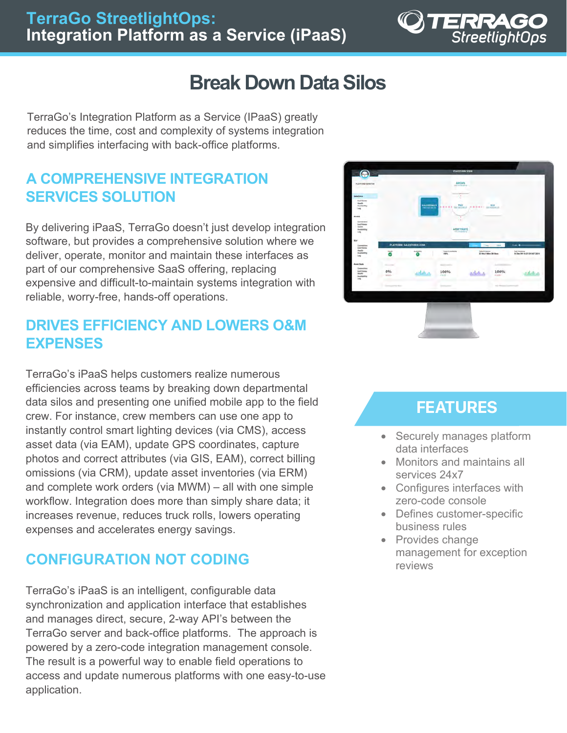# TerraGo StreetlightOps: Integration Platform as a Service (iPaaS)

## Break Down Data Silos

TerraGo's Integration Platform as a Service (IPaaS) greatly reduces the time, cost and complexity of systems integration and simplifies interfacing with back-office platforms.

### A COMPREHENSIVE INTEGRATION SERVICES SOLUTION

By delivering iPaaS, TerraGo doesn't just develop integration software, but provides a comprehensive solution where we deliver, operate, monitor and maintain these interfaces as part of our comprehensive SaaS offering, replacing expensive and difficult-to-maintain systems integration with reliable, worry-free, hands-off operations.

### DRIVES EFFICIENCY AND LOWERS O&M EXPENSES

TerraGo's iPaaS helps customers realize numerous efficiencies across teams by breaking down departmental data silos and presenting one unified mobile app to the field crew. For instance, crew members can use one app to instantly control smart lighting devices (via CMS), access asset data (via EAM), update GPS coordinates, capture photos and correct attributes (via GIS, EAM), correct billing omissions (via CRM), update asset inventories (via ERM) and complete work orders (via MWM) – all with one simple workflow. Integration does more than simply share data; it increases revenue, reduces truck rolls, lowers operating expenses and accelerates energy savings.

### CONFIGURATION NOT CODING

TerraGo's iPaaS is an intelligent, configurable data synchronization and application interface that establishes and manages direct, secure, 2-way API's between the TerraGo server and back-office platforms. The approach is powered by a zero-code integration management console. The result is a powerful way to enable field operations to access and update numerous platforms with one easy-to-use application.

### FEATURES

- Securely manages platform data interfaces
- Monitors and maintains all services 24x7
- Configures interfaces with zero-code console
- Defines customer-specific business rules
- Provides change management for exception reviews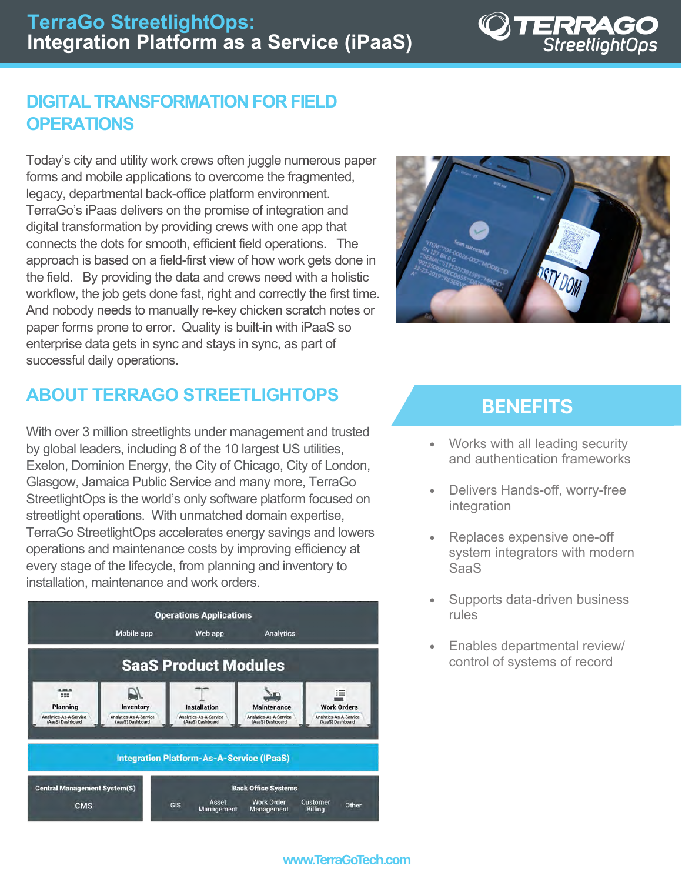# TerraGo StreetlightOps: Integration Platform as a Service (iPaaS)

## DIGITAL TRANSFORMATION FOR FIELD OPERATIONS

Today's city and utility work crews often juggle numerous paper forms and mobile applications to overcome the fragmented, legacy, departmental back-office platform environment. TerraGo's iPaas delivers on the promise of integration and digital transformation by providing crews with one app that connects the dots for smooth, efficient field operations. The approach is based on a field-first view of how work gets done in the field. By providing the data and crews need with a holistic workflow, the job gets done fast, right and correctly the first time. And nobody needs to manually re-key chicken scratch notes or paper forms prone to error. Quality is built-in with iPaaS so enterprise data gets in sync and stays in sync, as part of successful daily operations.

## ABOUT TERRAGO STREETLIGHTOPS

With over 3 million streetlights under management and trusted by global leaders, including 8 of the 10 largest US utilities, Exelon, Dominion Energy, the City of Chicago, City of London, Glasgow, Jamaica Public Service and many more, TerraGo StreetlightOps is the world's only software platform focused on streetlight operations. With unmatched domain expertise, TerraGo StreetlightOps accelerates energy savings and lowers operations and maintenance costs by improving efficiency at every stage of the lifecycle, from planning and inventory to installation, maintenance and work orders.

Operations Applications

Mobile app | Web app | Analytics

SaaS Product Modules

Planning — Analytics-As-A-Service (AaaS) Dashboard
Inventory — Analytics-As-A-Service (AaaS) Dashboard
Installation — Analytics-As-A-Service (AaaS) Dashboard
Maintenance — Analytics-As-A-Service (AaaS) Dashboard
Work Orders — Analytics-As-A-Service (AaaS) Dashboard

Integration Platform-As-A-Service (IPaaS)

Central Management System(S): CMS

Back Office Systems: GIS | Asset Management | Work Order Management | Customer Billing | Other

## BENEFITS

- Works with all leading security and authentication frameworks
- Delivers Hands-off, worry-free integration
- Replaces expensive one-off system integrators with modern SaaS
- Supports data-driven business rules
- Enables departmental review/ control of systems of record

www.TerraGoTech.com